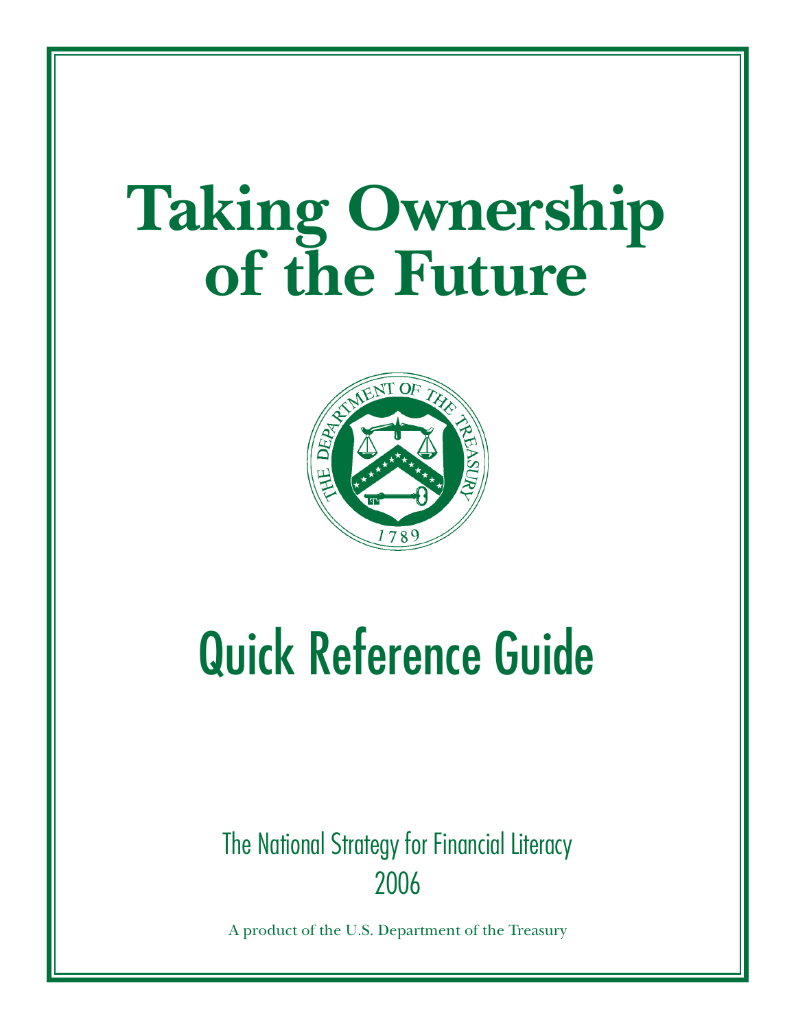# Taking Ownership of the Future

# Quick Reference Guide

The National Strategy for Financial Literacy

2006

A product of the U.S. Department of the Treasury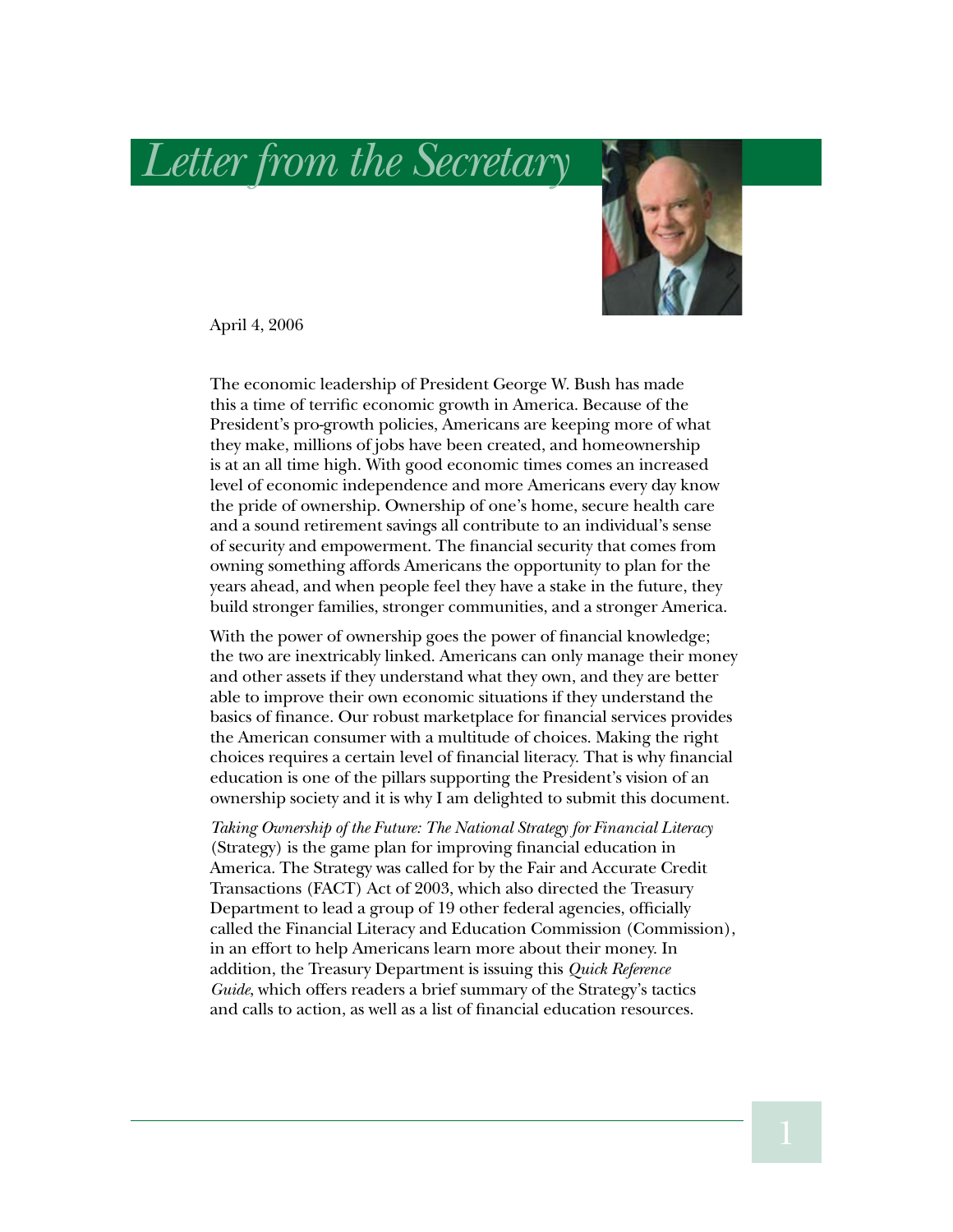# Letter from the Secretary

April 4, 2006

The economic leadership of President George W. Bush has made this a time of terrific economic growth in America. Because of the President's pro-growth policies, Americans are keeping more of what they make, millions of jobs have been created, and homeownership is at an all time high. With good economic times comes an increased level of economic independence and more Americans every day know the pride of ownership. Ownership of one's home, secure health care and a sound retirement savings all contribute to an individual's sense of security and empowerment. The financial security that comes from owning something affords Americans the opportunity to plan for the years ahead, and when people feel they have a stake in the future, they build stronger families, stronger communities, and a stronger America.

With the power of ownership goes the power of financial knowledge; the two are inextricably linked. Americans can only manage their money and other assets if they understand what they own, and they are better able to improve their own economic situations if they understand the basics of finance. Our robust marketplace for financial services provides the American consumer with a multitude of choices. Making the right choices requires a certain level of financial literacy. That is why financial education is one of the pillars supporting the President's vision of an ownership society and it is why I am delighted to submit this document.

*Taking Ownership of the Future: The National Strategy for Financial Literacy* (Strategy) is the game plan for improving financial education in America. The Strategy was called for by the Fair and Accurate Credit Transactions (FACT) Act of 2003, which also directed the Treasury Department to lead a group of 19 other federal agencies, officially called the Financial Literacy and Education Commission (Commission), in an effort to help Americans learn more about their money. In addition, the Treasury Department is issuing this *Quick Reference Guide*, which offers readers a brief summary of the Strategy's tactics and calls to action, as well as a list of financial education resources.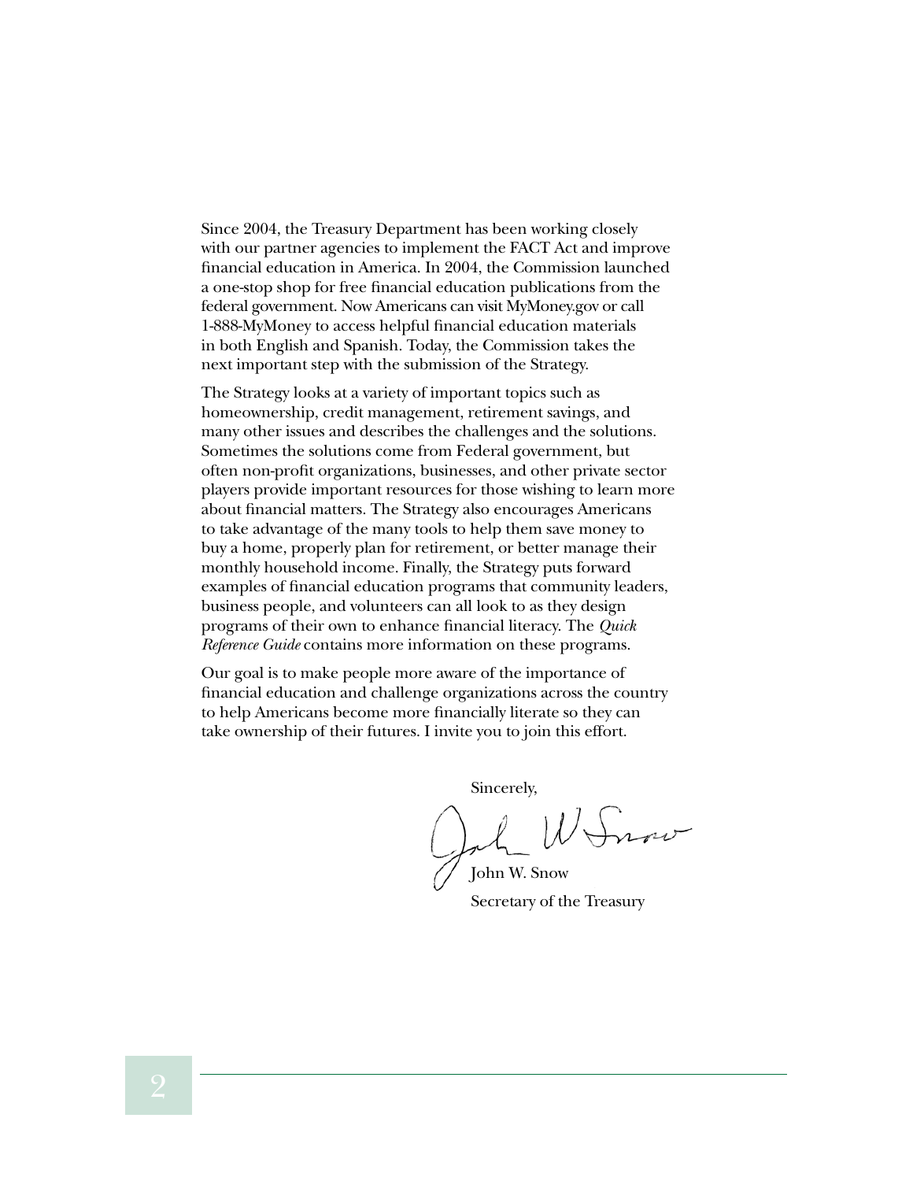Since 2004, the Treasury Department has been working closely with our partner agencies to implement the FACT Act and improve financial education in America. In 2004, the Commission launched a one-stop shop for free financial education publications from the federal government. Now Americans can visit MyMoney.gov or call 1-888-MyMoney to access helpful financial education materials in both English and Spanish. Today, the Commission takes the next important step with the submission of the Strategy.

The Strategy looks at a variety of important topics such as homeownership, credit management, retirement savings, and many other issues and describes the challenges and the solutions. Sometimes the solutions come from Federal government, but often non-profit organizations, businesses, and other private sector players provide important resources for those wishing to learn more about financial matters. The Strategy also encourages Americans to take advantage of the many tools to help them save money to buy a home, properly plan for retirement, or better manage their monthly household income. Finally, the Strategy puts forward examples of financial education programs that community leaders, business people, and volunteers can all look to as they design programs of their own to enhance financial literacy. The *Quick Reference Guide* contains more information on these programs.

Our goal is to make people more aware of the importance of financial education and challenge organizations across the country to help Americans become more financially literate so they can take ownership of their futures. I invite you to join this effort.

Sincerely,

John W. Snow

Secretary of the Treasury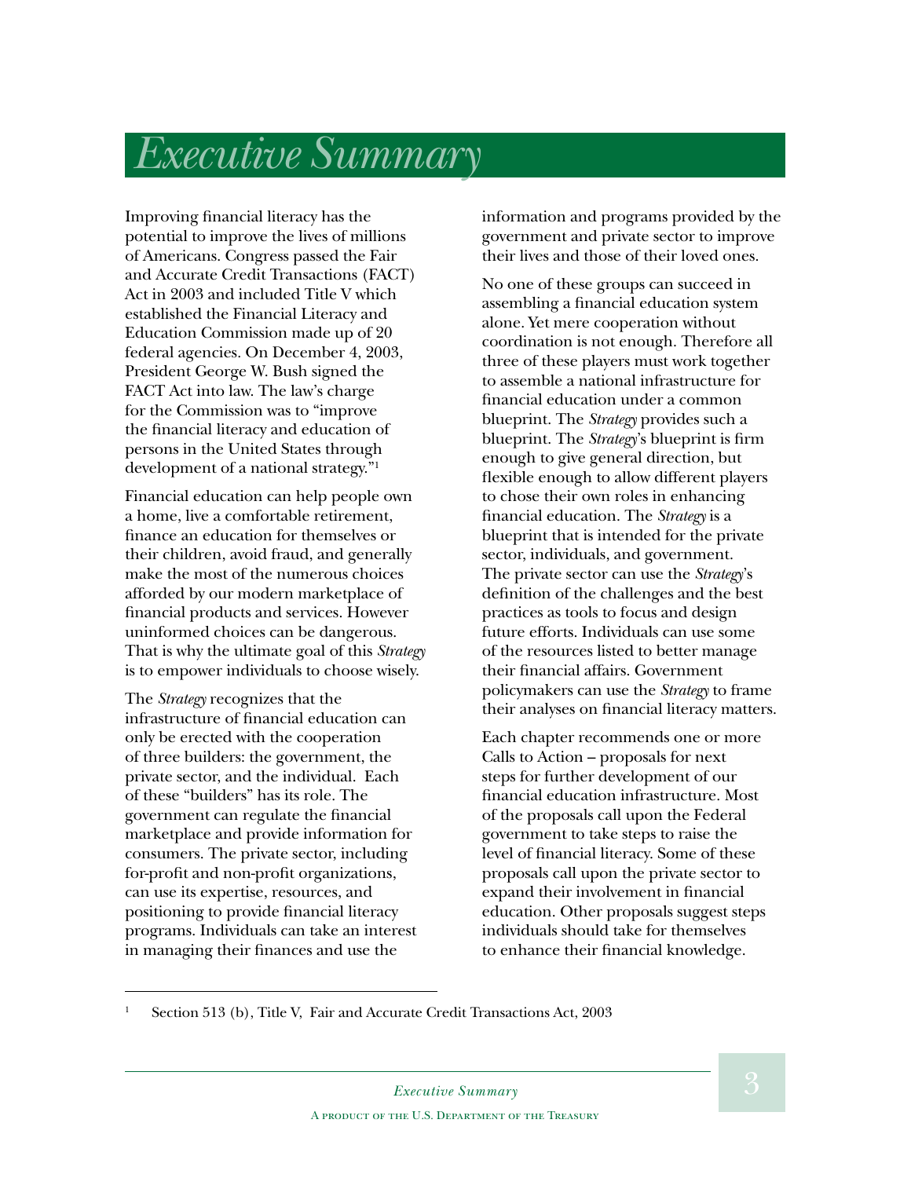# *Executive Summary*

Improving financial literacy has the potential to improve the lives of millions of Americans. Congress passed the Fair and Accurate Credit Transactions (FACT) Act in 2003 and included Title V which established the Financial Literacy and Education Commission made up of 20 federal agencies. On December 4, 2003, President George W. Bush signed the FACT Act into law. The law's charge for the Commission was to "improve the financial literacy and education of persons in the United States through development of a national strategy."[1]

Financial education can help people own a home, live a comfortable retirement, finance an education for themselves or their children, avoid fraud, and generally make the most of the numerous choices afforded by our modern marketplace of financial products and services. However uninformed choices can be dangerous. That is why the ultimate goal of this *Strategy* is to empower individuals to choose wisely.

The *Strategy* recognizes that the infrastructure of financial education can only be erected with the cooperation of three builders: the government, the private sector, and the individual. Each of these "builders" has its role. The government can regulate the financial marketplace and provide information for consumers. The private sector, including for-profit and non-profit organizations, can use its expertise, resources, and positioning to provide financial literacy programs. Individuals can take an interest in managing their finances and use the information and programs provided by the government and private sector to improve their lives and those of their loved ones.

No one of these groups can succeed in assembling a financial education system alone. Yet mere cooperation without coordination is not enough. Therefore all three of these players must work together to assemble a national infrastructure for financial education under a common blueprint. The *Strategy* provides such a blueprint. The *Strategy*'s blueprint is firm enough to give general direction, but flexible enough to allow different players to chose their own roles in enhancing financial education. The *Strategy* is a blueprint that is intended for the private sector, individuals, and government. The private sector can use the *Strategy*'s definition of the challenges and the best practices as tools to focus and design future efforts. Individuals can use some of the resources listed to better manage their financial affairs. Government policymakers can use the *Strategy* to frame their analyses on financial literacy matters.

Each chapter recommends one or more Calls to Action – proposals for next steps for further development of our financial education infrastructure. Most of the proposals call upon the Federal government to take steps to raise the level of financial literacy. Some of these proposals call upon the private sector to expand their involvement in financial education. Other proposals suggest steps individuals should take for themselves to enhance their financial knowledge.

---

[1] Section 513 (b), Title V, Fair and Accurate Credit Transactions Act, 2003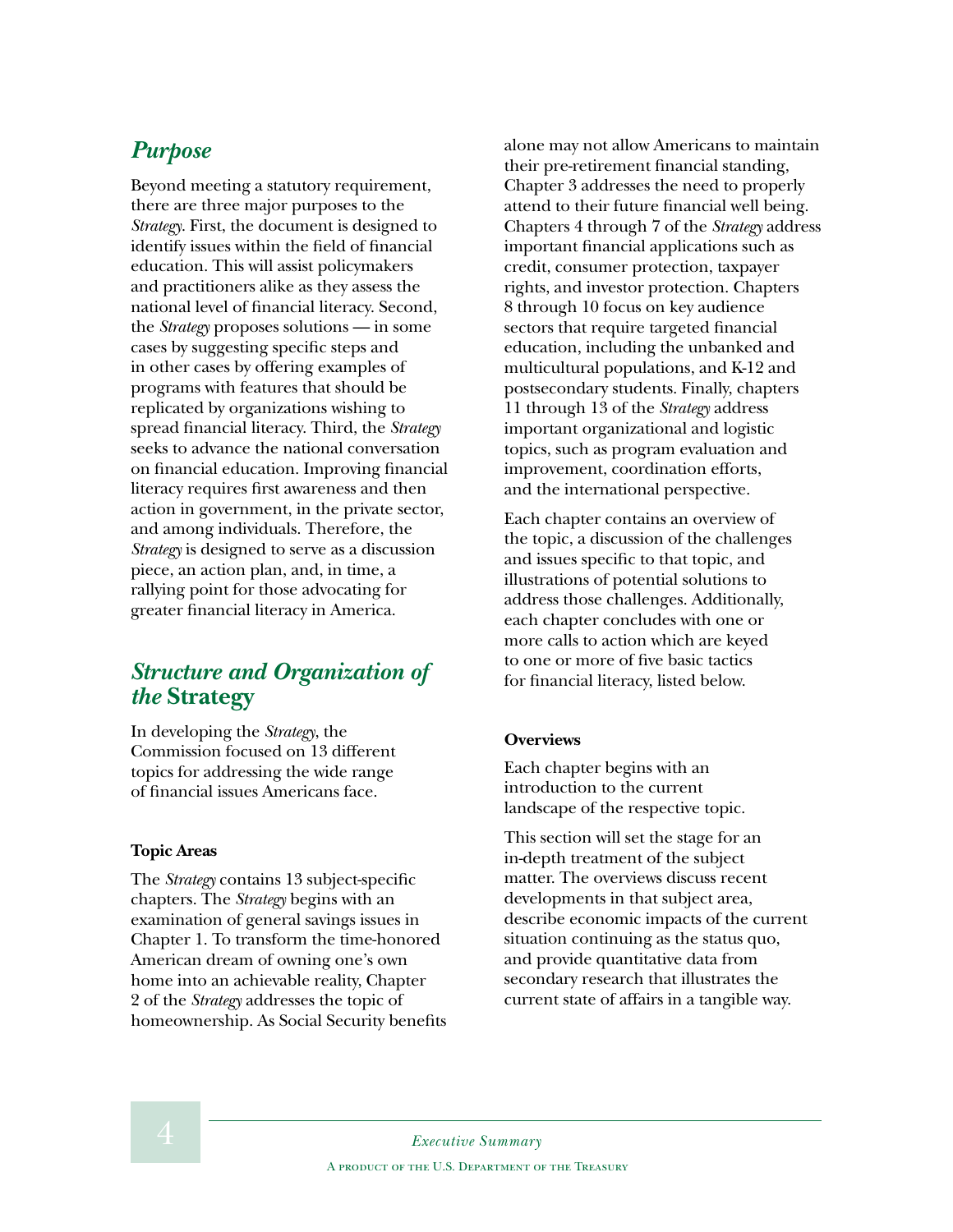## *Purpose*

Beyond meeting a statutory requirement, there are three major purposes to the *Strategy*. First, the document is designed to identify issues within the field of financial education. This will assist policymakers and practitioners alike as they assess the national level of financial literacy. Second, the *Strategy* proposes solutions — in some cases by suggesting specific steps and in other cases by offering examples of programs with features that should be replicated by organizations wishing to spread financial literacy. Third, the *Strategy* seeks to advance the national conversation on financial education. Improving financial literacy requires first awareness and then action in government, in the private sector, and among individuals. Therefore, the *Strategy* is designed to serve as a discussion piece, an action plan, and, in time, a rallying point for those advocating for greater financial literacy in America.

## *Structure and Organization of the* Strategy

In developing the *Strategy*, the Commission focused on 13 different topics for addressing the wide range of financial issues Americans face.

**Topic Areas**

The *Strategy* contains 13 subject-specific chapters. The *Strategy* begins with an examination of general savings issues in Chapter 1. To transform the time-honored American dream of owning one's own home into an achievable reality, Chapter 2 of the *Strategy* addresses the topic of homeownership. As Social Security benefits alone may not allow Americans to maintain their pre-retirement financial standing, Chapter 3 addresses the need to properly attend to their future financial well being. Chapters 4 through 7 of the *Strategy* address important financial applications such as credit, consumer protection, taxpayer rights, and investor protection. Chapters 8 through 10 focus on key audience sectors that require targeted financial education, including the unbanked and multicultural populations, and K-12 and postsecondary students. Finally, chapters 11 through 13 of the *Strategy* address important organizational and logistic topics, such as program evaluation and improvement, coordination efforts, and the international perspective.

Each chapter contains an overview of the topic, a discussion of the challenges and issues specific to that topic, and illustrations of potential solutions to address those challenges. Additionally, each chapter concludes with one or more calls to action which are keyed to one or more of five basic tactics for financial literacy, listed below.

**Overviews**

Each chapter begins with an introduction to the current landscape of the respective topic.

This section will set the stage for an in-depth treatment of the subject matter. The overviews discuss recent developments in that subject area, describe economic impacts of the current situation continuing as the status quo, and provide quantitative data from secondary research that illustrates the current state of affairs in a tangible way.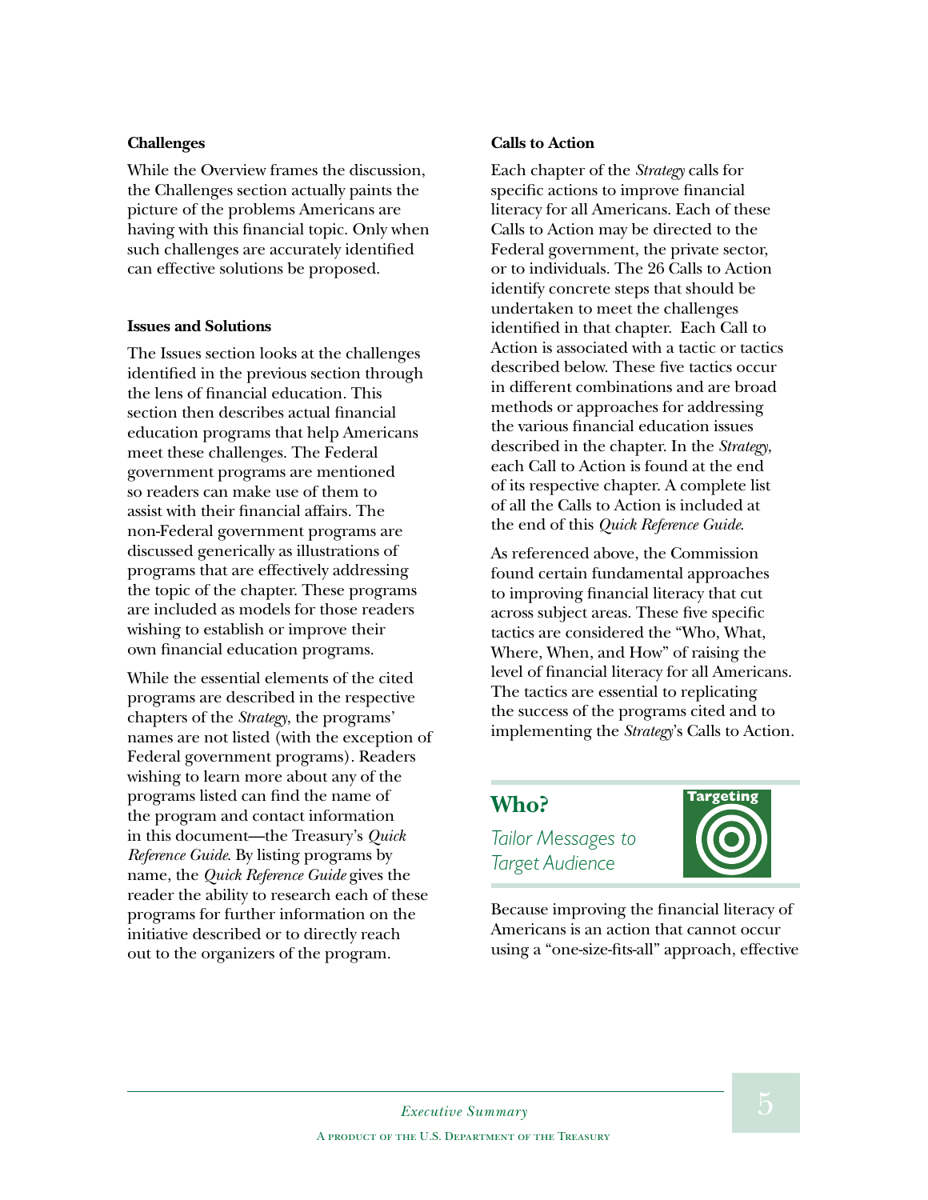### Challenges

While the Overview frames the discussion, the Challenges section actually paints the picture of the problems Americans are having with this financial topic. Only when such challenges are accurately identified can effective solutions be proposed.

### Issues and Solutions

The Issues section looks at the challenges identified in the previous section through the lens of financial education. This section then describes actual financial education programs that help Americans meet these challenges. The Federal government programs are mentioned so readers can make use of them to assist with their financial affairs. The non-Federal government programs are discussed generically as illustrations of programs that are effectively addressing the topic of the chapter. These programs are included as models for those readers wishing to establish or improve their own financial education programs.

While the essential elements of the cited programs are described in the respective chapters of the *Strategy*, the programs' names are not listed (with the exception of Federal government programs). Readers wishing to learn more about any of the programs listed can find the name of the program and contact information in this document—the Treasury's *Quick Reference Guide*. By listing programs by name, the *Quick Reference Guide* gives the reader the ability to research each of these programs for further information on the initiative described or to directly reach out to the organizers of the program.

### Calls to Action

Each chapter of the *Strategy* calls for specific actions to improve financial literacy for all Americans. Each of these Calls to Action may be directed to the Federal government, the private sector, or to individuals. The 26 Calls to Action identify concrete steps that should be undertaken to meet the challenges identified in that chapter. Each Call to Action is associated with a tactic or tactics described below. These five tactics occur in different combinations and are broad methods or approaches for addressing the various financial education issues described in the chapter. In the *Strategy*, each Call to Action is found at the end of its respective chapter. A complete list of all the Calls to Action is included at the end of this *Quick Reference Guide*.

As referenced above, the Commission found certain fundamental approaches to improving financial literacy that cut across subject areas. These five specific tactics are considered the "Who, What, Where, When, and How" of raising the level of financial literacy for all Americans. The tactics are essential to replicating the success of the programs cited and to implementing the *Strategy*'s Calls to Action.

## Who?

*Tailor Messages to Target Audience*

Targeting

Because improving the financial literacy of Americans is an action that cannot occur using a "one-size-fits-all" approach, effective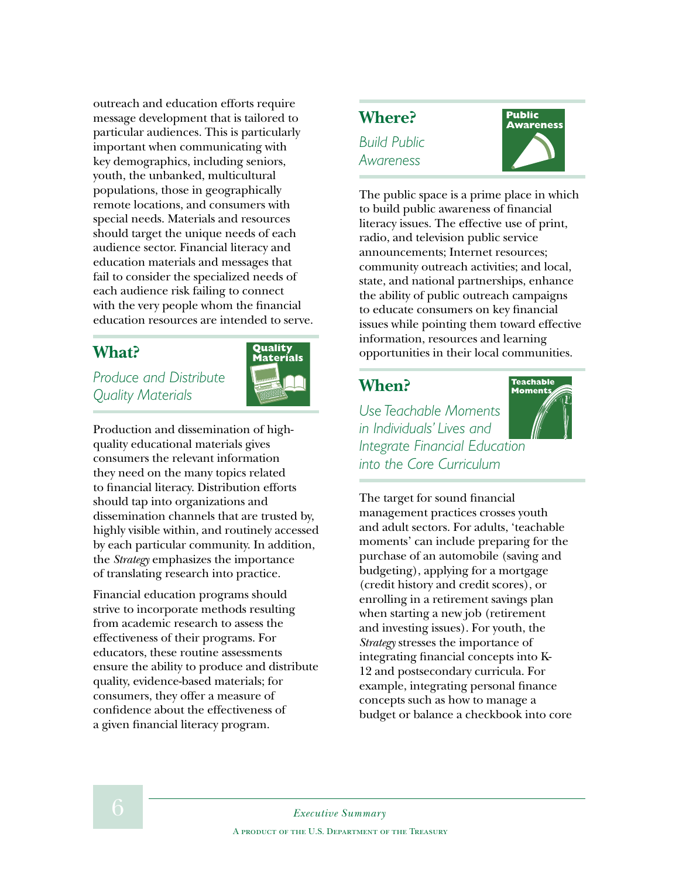outreach and education efforts require message development that is tailored to particular audiences. This is particularly important when communicating with key demographics, including seniors, youth, the unbanked, multicultural populations, those in geographically remote locations, and consumers with special needs. Materials and resources should target the unique needs of each audience sector. Financial literacy and education materials and messages that fail to consider the specialized needs of each audience risk failing to connect with the very people whom the financial education resources are intended to serve.

## What?

*Produce and Distribute Quality Materials*

Production and dissemination of high-quality educational materials gives consumers the relevant information they need on the many topics related to financial literacy. Distribution efforts should tap into organizations and dissemination channels that are trusted by, highly visible within, and routinely accessed by each particular community. In addition, the *Strategy* emphasizes the importance of translating research into practice.

Financial education programs should strive to incorporate methods resulting from academic research to assess the effectiveness of their programs. For educators, these routine assessments ensure the ability to produce and distribute quality, evidence-based materials; for consumers, they offer a measure of confidence about the effectiveness of a given financial literacy program.

## Where?

*Build Public Awareness*

The public space is a prime place in which to build public awareness of financial literacy issues. The effective use of print, radio, and television public service announcements; Internet resources; community outreach activities; and local, state, and national partnerships, enhance the ability of public outreach campaigns to educate consumers on key financial issues while pointing them toward effective information, resources and learning opportunities in their local communities.

## When?

*Use Teachable Moments in Individuals' Lives and Integrate Financial Education into the Core Curriculum*

The target for sound financial management practices crosses youth and adult sectors. For adults, 'teachable moments' can include preparing for the purchase of an automobile (saving and budgeting), applying for a mortgage (credit history and credit scores), or enrolling in a retirement savings plan when starting a new job (retirement and investing issues). For youth, the *Strategy* stresses the importance of integrating financial concepts into K-12 and postsecondary curricula. For example, integrating personal finance concepts such as how to manage a budget or balance a checkbook into core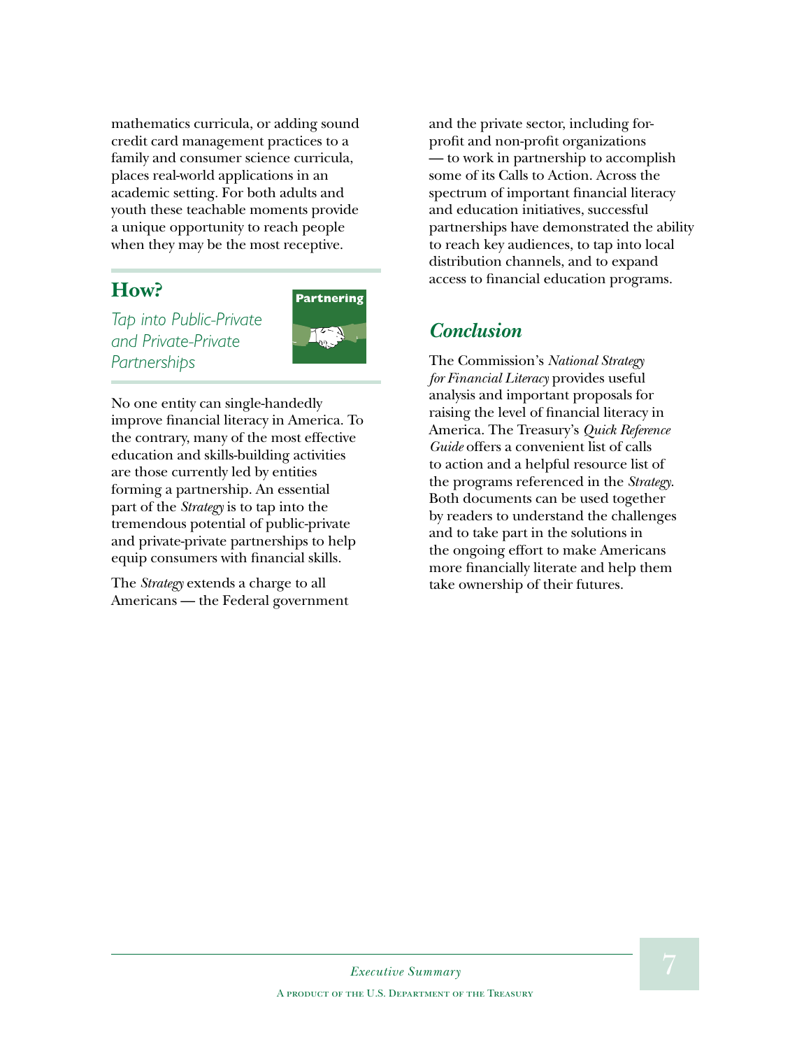mathematics curricula, or adding sound credit card management practices to a family and consumer science curricula, places real-world applications in an academic setting. For both adults and youth these teachable moments provide a unique opportunity to reach people when they may be the most receptive.

## How?

*Tap into Public-Private and Private-Private Partnerships*

Partnering

No one entity can single-handedly improve financial literacy in America. To the contrary, many of the most effective education and skills-building activities are those currently led by entities forming a partnership. An essential part of the *Strategy* is to tap into the tremendous potential of public-private and private-private partnerships to help equip consumers with financial skills.

The *Strategy* extends a charge to all Americans — the Federal government and the private sector, including for-profit and non-profit organizations — to work in partnership to accomplish some of its Calls to Action. Across the spectrum of important financial literacy and education initiatives, successful partnerships have demonstrated the ability to reach key audiences, to tap into local distribution channels, and to expand access to financial education programs.

## *Conclusion*

The Commission's *National Strategy for Financial Literacy* provides useful analysis and important proposals for raising the level of financial literacy in America. The Treasury's *Quick Reference Guide* offers a convenient list of calls to action and a helpful resource list of the programs referenced in the *Strategy*. Both documents can be used together by readers to understand the challenges and to take part in the solutions in the ongoing effort to make Americans more financially literate and help them take ownership of their futures.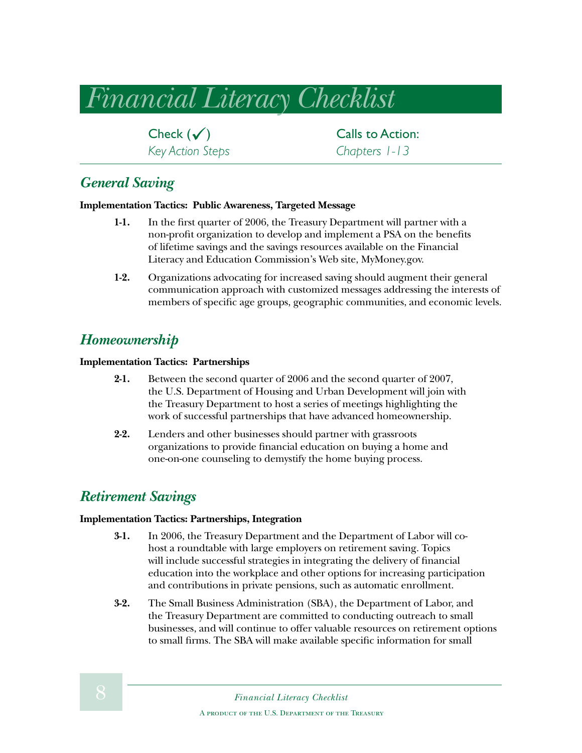# *Financial Literacy Checklist*

| Check (✓) | Calls to Action: |
|---|---|
| *Key Action Steps* | *Chapters 1-13* |

## *General Saving*

**Implementation Tactics: Public Awareness, Targeted Message**

**1-1.** In the first quarter of 2006, the Treasury Department will partner with a non-profit organization to develop and implement a PSA on the benefits of lifetime savings and the savings resources available on the Financial Literacy and Education Commission's Web site, MyMoney.gov.

**1-2.** Organizations advocating for increased saving should augment their general communication approach with customized messages addressing the interests of members of specific age groups, geographic communities, and economic levels.

## *Homeownership*

**Implementation Tactics: Partnerships**

**2-1.** Between the second quarter of 2006 and the second quarter of 2007, the U.S. Department of Housing and Urban Development will join with the Treasury Department to host a series of meetings highlighting the work of successful partnerships that have advanced homeownership.

**2-2.** Lenders and other businesses should partner with grassroots organizations to provide financial education on buying a home and one-on-one counseling to demystify the home buying process.

## *Retirement Savings*

**Implementation Tactics: Partnerships, Integration**

**3-1.** In 2006, the Treasury Department and the Department of Labor will co-host a roundtable with large employers on retirement saving. Topics will include successful strategies in integrating the delivery of financial education into the workplace and other options for increasing participation and contributions in private pensions, such as automatic enrollment.

**3-2.** The Small Business Administration (SBA), the Department of Labor, and the Treasury Department are committed to conducting outreach to small businesses, and will continue to offer valuable resources on retirement options to small firms. The SBA will make available specific information for small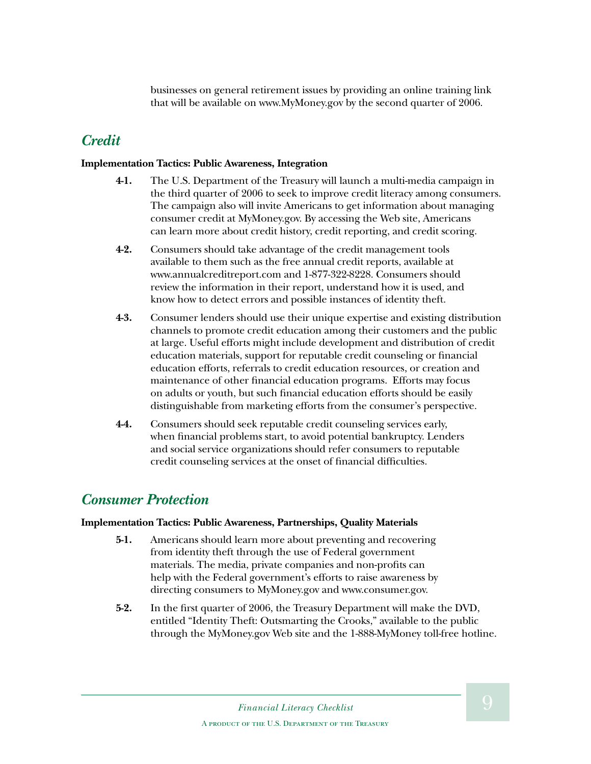businesses on general retirement issues by providing an online training link that will be available on www.MyMoney.gov by the second quarter of 2006.

## *Credit*

**Implementation Tactics: Public Awareness, Integration**

**4-1.** The U.S. Department of the Treasury will launch a multi-media campaign in the third quarter of 2006 to seek to improve credit literacy among consumers. The campaign also will invite Americans to get information about managing consumer credit at MyMoney.gov. By accessing the Web site, Americans can learn more about credit history, credit reporting, and credit scoring.

**4-2.** Consumers should take advantage of the credit management tools available to them such as the free annual credit reports, available at www.annualcreditreport.com and 1-877-322-8228. Consumers should review the information in their report, understand how it is used, and know how to detect errors and possible instances of identity theft.

**4-3.** Consumer lenders should use their unique expertise and existing distribution channels to promote credit education among their customers and the public at large. Useful efforts might include development and distribution of credit education materials, support for reputable credit counseling or financial education efforts, referrals to credit education resources, or creation and maintenance of other financial education programs. Efforts may focus on adults or youth, but such financial education efforts should be easily distinguishable from marketing efforts from the consumer's perspective.

**4-4.** Consumers should seek reputable credit counseling services early, when financial problems start, to avoid potential bankruptcy. Lenders and social service organizations should refer consumers to reputable credit counseling services at the onset of financial difficulties.

## *Consumer Protection*

**Implementation Tactics: Public Awareness, Partnerships, Quality Materials**

**5-1.** Americans should learn more about preventing and recovering from identity theft through the use of Federal government materials. The media, private companies and non-profits can help with the Federal government's efforts to raise awareness by directing consumers to MyMoney.gov and www.consumer.gov.

**5-2.** In the first quarter of 2006, the Treasury Department will make the DVD, entitled "Identity Theft: Outsmarting the Crooks," available to the public through the MyMoney.gov Web site and the 1-888-MyMoney toll-free hotline.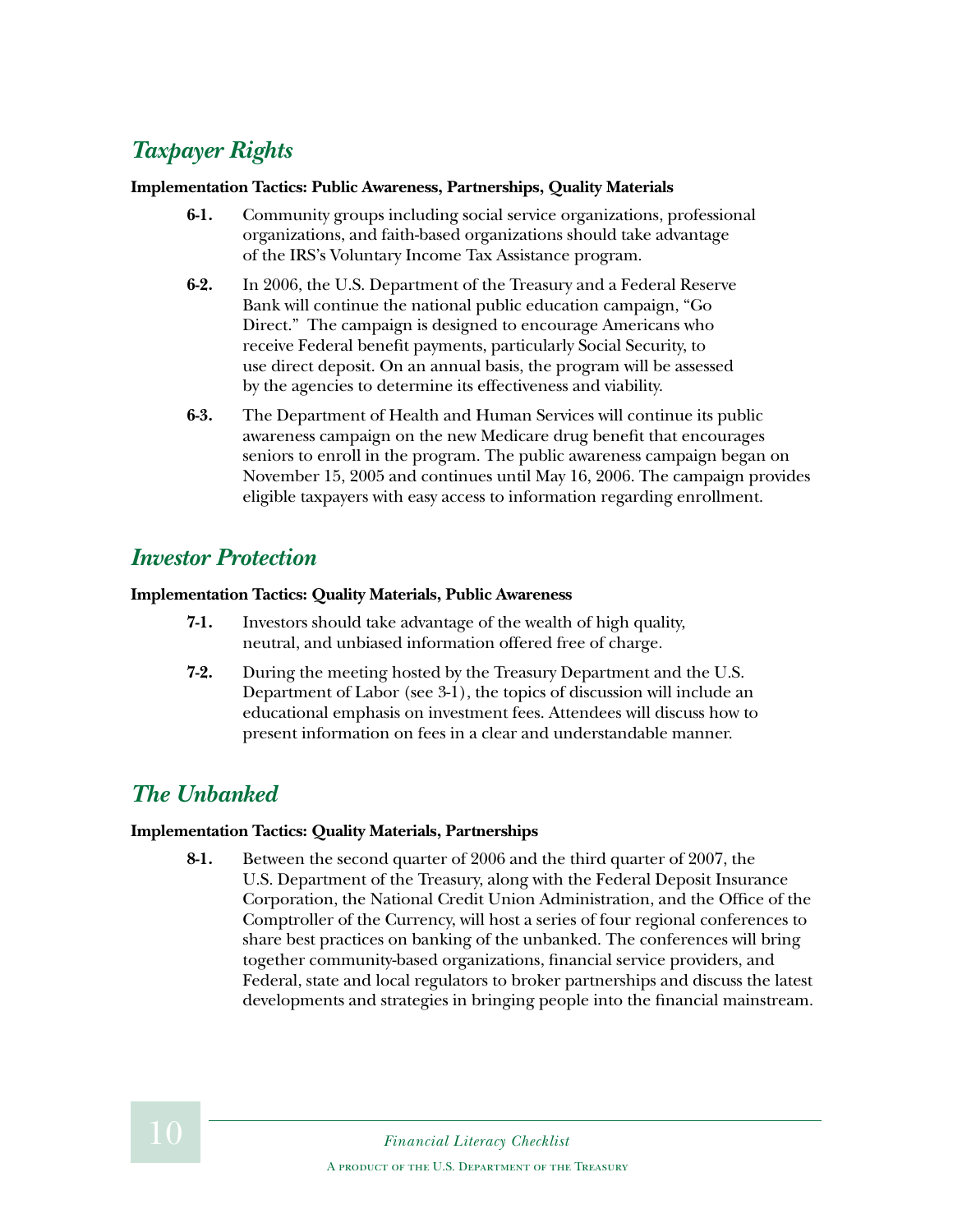## *Taxpayer Rights*

**Implementation Tactics: Public Awareness, Partnerships, Quality Materials**

**6-1.** Community groups including social service organizations, professional organizations, and faith-based organizations should take advantage of the IRS's Voluntary Income Tax Assistance program.

**6-2.** In 2006, the U.S. Department of the Treasury and a Federal Reserve Bank will continue the national public education campaign, "Go Direct." The campaign is designed to encourage Americans who receive Federal benefit payments, particularly Social Security, to use direct deposit. On an annual basis, the program will be assessed by the agencies to determine its effectiveness and viability.

**6-3.** The Department of Health and Human Services will continue its public awareness campaign on the new Medicare drug benefit that encourages seniors to enroll in the program. The public awareness campaign began on November 15, 2005 and continues until May 16, 2006. The campaign provides eligible taxpayers with easy access to information regarding enrollment.

## *Investor Protection*

**Implementation Tactics: Quality Materials, Public Awareness**

**7-1.** Investors should take advantage of the wealth of high quality, neutral, and unbiased information offered free of charge.

**7-2.** During the meeting hosted by the Treasury Department and the U.S. Department of Labor (see 3-1), the topics of discussion will include an educational emphasis on investment fees. Attendees will discuss how to present information on fees in a clear and understandable manner.

## *The Unbanked*

**Implementation Tactics: Quality Materials, Partnerships**

**8-1.** Between the second quarter of 2006 and the third quarter of 2007, the U.S. Department of the Treasury, along with the Federal Deposit Insurance Corporation, the National Credit Union Administration, and the Office of the Comptroller of the Currency, will host a series of four regional conferences to share best practices on banking of the unbanked. The conferences will bring together community-based organizations, financial service providers, and Federal, state and local regulators to broker partnerships and discuss the latest developments and strategies in bringing people into the financial mainstream.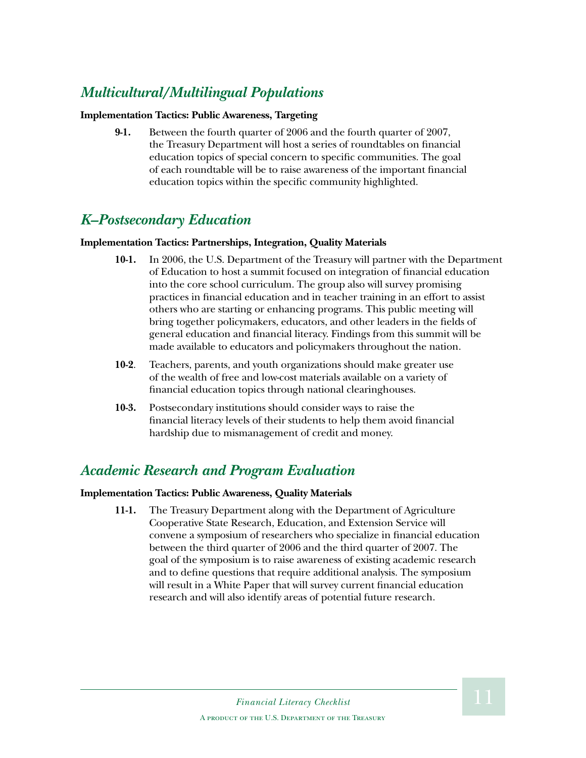## *Multicultural/Multilingual Populations*

**Implementation Tactics: Public Awareness, Targeting**

**9-1.** Between the fourth quarter of 2006 and the fourth quarter of 2007, the Treasury Department will host a series of roundtables on financial education topics of special concern to specific communities. The goal of each roundtable will be to raise awareness of the important financial education topics within the specific community highlighted.

## *K–Postsecondary Education*

**Implementation Tactics: Partnerships, Integration, Quality Materials**

**10-1.** In 2006, the U.S. Department of the Treasury will partner with the Department of Education to host a summit focused on integration of financial education into the core school curriculum. The group also will survey promising practices in financial education and in teacher training in an effort to assist others who are starting or enhancing programs. This public meeting will bring together policymakers, educators, and other leaders in the fields of general education and financial literacy. Findings from this summit will be made available to educators and policymakers throughout the nation.

**10-2**. Teachers, parents, and youth organizations should make greater use of the wealth of free and low-cost materials available on a variety of financial education topics through national clearinghouses.

**10-3.** Postsecondary institutions should consider ways to raise the financial literacy levels of their students to help them avoid financial hardship due to mismanagement of credit and money.

## *Academic Research and Program Evaluation*

**Implementation Tactics: Public Awareness, Quality Materials**

**11-1.** The Treasury Department along with the Department of Agriculture Cooperative State Research, Education, and Extension Service will convene a symposium of researchers who specialize in financial education between the third quarter of 2006 and the third quarter of 2007. The goal of the symposium is to raise awareness of existing academic research and to define questions that require additional analysis. The symposium will result in a White Paper that will survey current financial education research and will also identify areas of potential future research.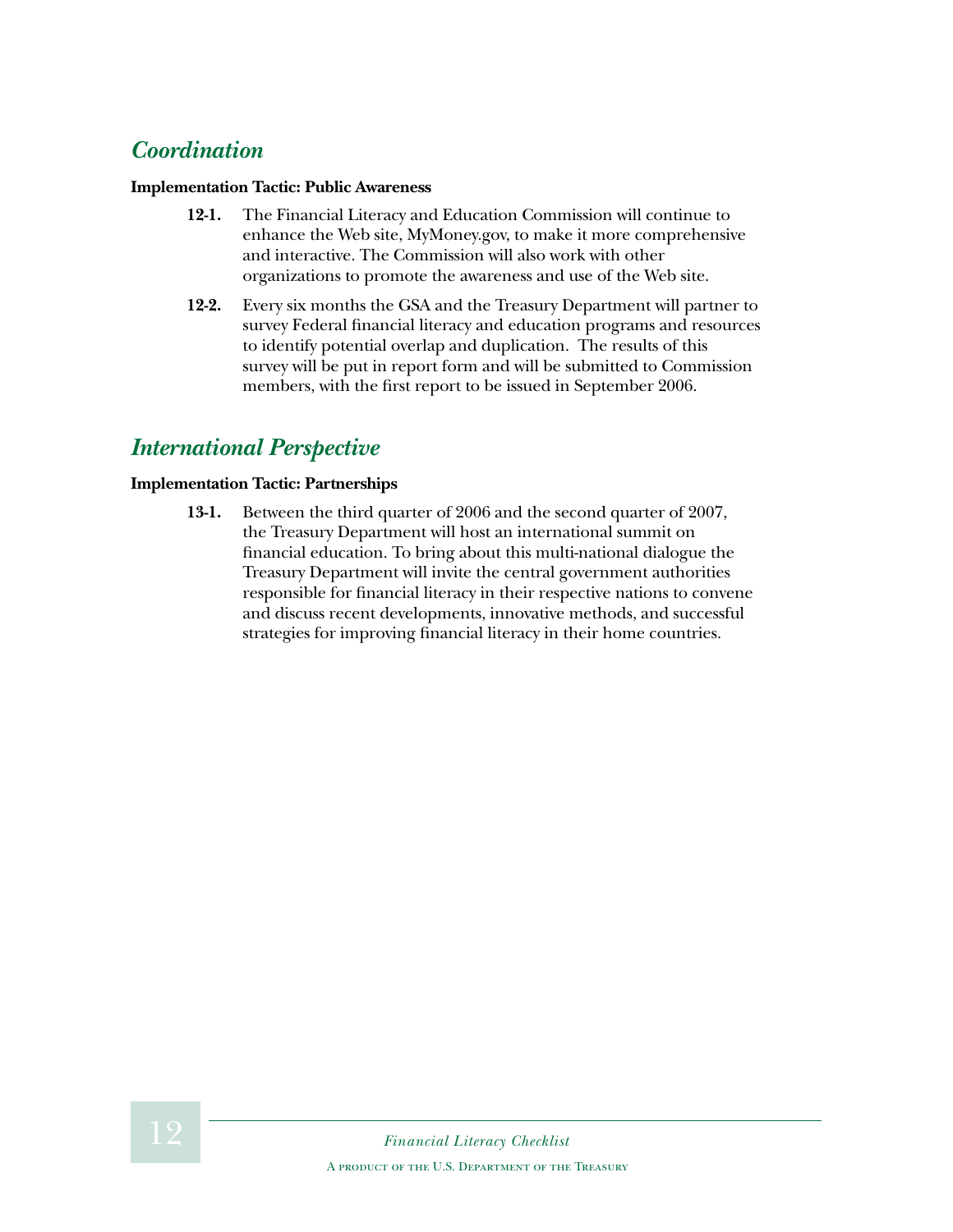## *Coordination*

**Implementation Tactic: Public Awareness**

**12-1.** The Financial Literacy and Education Commission will continue to enhance the Web site, MyMoney.gov, to make it more comprehensive and interactive. The Commission will also work with other organizations to promote the awareness and use of the Web site.

**12-2.** Every six months the GSA and the Treasury Department will partner to survey Federal financial literacy and education programs and resources to identify potential overlap and duplication. The results of this survey will be put in report form and will be submitted to Commission members, with the first report to be issued in September 2006.

## *International Perspective*

**Implementation Tactic: Partnerships**

**13-1.** Between the third quarter of 2006 and the second quarter of 2007, the Treasury Department will host an international summit on financial education. To bring about this multi-national dialogue the Treasury Department will invite the central government authorities responsible for financial literacy in their respective nations to convene and discuss recent developments, innovative methods, and successful strategies for improving financial literacy in their home countries.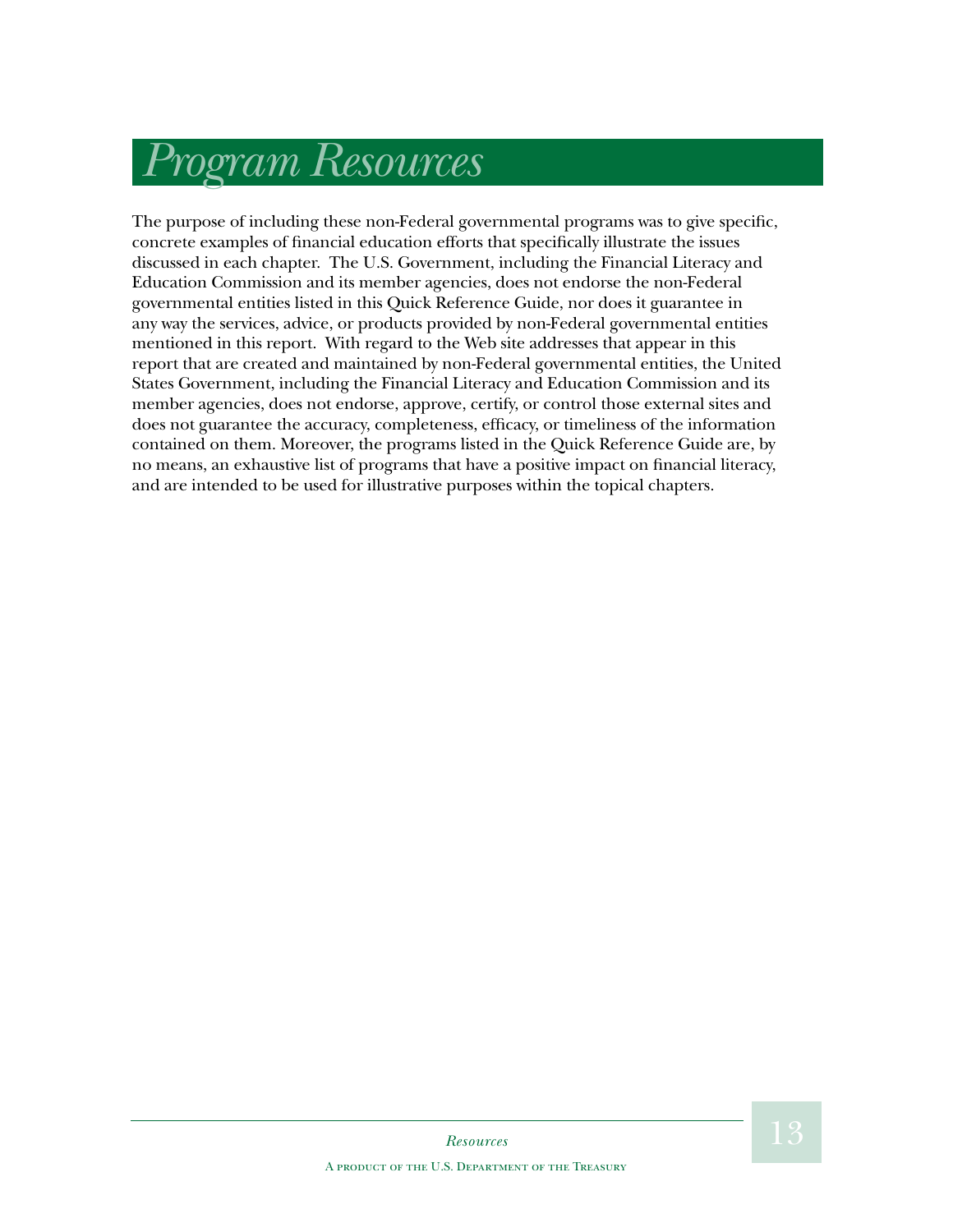# *Program Resources*

The purpose of including these non-Federal governmental programs was to give specific, concrete examples of financial education efforts that specifically illustrate the issues discussed in each chapter. The U.S. Government, including the Financial Literacy and Education Commission and its member agencies, does not endorse the non-Federal governmental entities listed in this Quick Reference Guide, nor does it guarantee in any way the services, advice, or products provided by non-Federal governmental entities mentioned in this report. With regard to the Web site addresses that appear in this report that are created and maintained by non-Federal governmental entities, the United States Government, including the Financial Literacy and Education Commission and its member agencies, does not endorse, approve, certify, or control those external sites and does not guarantee the accuracy, completeness, efficacy, or timeliness of the information contained on them. Moreover, the programs listed in the Quick Reference Guide are, by no means, an exhaustive list of programs that have a positive impact on financial literacy, and are intended to be used for illustrative purposes within the topical chapters.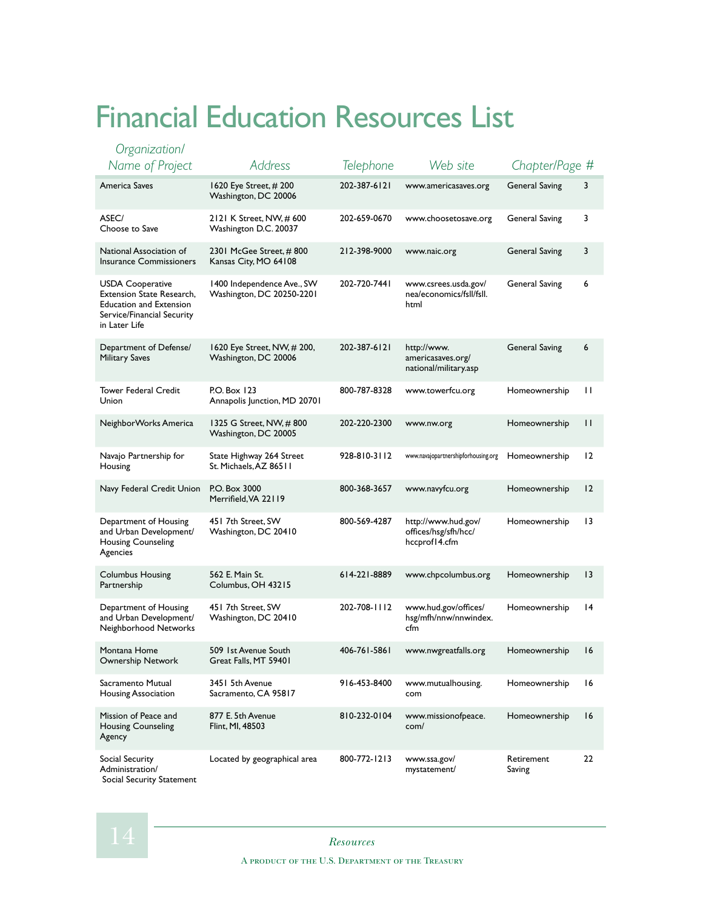# Financial Education Resources List

| Organization/ Name of Project | Address | Telephone | Web site | Chapter/Page # | |
|---|---|---|---|---|---|
| America Saves | 1620 Eye Street, # 200 Washington, DC 20006 | 202-387-6121 | www.americasaves.org | General Saving | 3 |
| ASEC/ Choose to Save | 2121 K Street, NW, # 600 Washington D.C. 20037 | 202-659-0670 | www.choosetosave.org | General Saving | 3 |
| National Association of Insurance Commissioners | 2301 McGee Street, # 800 Kansas City, MO 64108 | 212-398-9000 | www.naic.org | General Saving | 3 |
| USDA Cooperative Extension State Research, Education and Extension Service/Financial Security in Later Life | 1400 Independence Ave., SW Washington, DC 20250-2201 | 202-720-7441 | www.csrees.usda.gov/nea/economics/fsll/fsll.html | General Saving | 6 |
| Department of Defense/ Military Saves | 1620 Eye Street, NW, # 200, Washington, DC 20006 | 202-387-6121 | http://www.americasaves.org/national/military.asp | General Saving | 6 |
| Tower Federal Credit Union | P.O. Box 123 Annapolis Junction, MD 20701 | 800-787-8328 | www.towerfcu.org | Homeownership | 11 |
| NeighborWorks America | 1325 G Street, NW, # 800 Washington, DC 20005 | 202-220-2300 | www.nw.org | Homeownership | 11 |
| Navajo Partnership for Housing | State Highway 264 Street St. Michaels, AZ 86511 | 928-810-3112 | www.navajopartnershipforhousing.org | Homeownership | 12 |
| Navy Federal Credit Union | P.O. Box 3000 Merrifield, VA 22119 | 800-368-3657 | www.navyfcu.org | Homeownership | 12 |
| Department of Housing and Urban Development/ Housing Counseling Agencies | 451 7th Street, SW Washington, DC 20410 | 800-569-4287 | http://www.hud.gov/offices/hsg/sfh/hcc/hccprof14.cfm | Homeownership | 13 |
| Columbus Housing Partnership | 562 E. Main St. Columbus, OH 43215 | 614-221-8889 | www.chpcolumbus.org | Homeownership | 13 |
| Department of Housing and Urban Development/ Neighborhood Networks | 451 7th Street, SW Washington, DC 20410 | 202-708-1112 | www.hud.gov/offices/hsg/mfh/nnw/nnwindex.cfm | Homeownership | 14 |
| Montana Home Ownership Network | 509 1st Avenue South Great Falls, MT 59401 | 406-761-5861 | www.nwgreatfalls.org | Homeownership | 16 |
| Sacramento Mutual Housing Association | 3451 5th Avenue Sacramento, CA 95817 | 916-453-8400 | www.mutualhousing.com | Homeownership | 16 |
| Mission of Peace and Housing Counseling Agency | 877 E. 5th Avenue Flint, MI, 48503 | 810-232-0104 | www.missionofpeace.com/ | Homeownership | 16 |
| Social Security Administration/ Social Security Statement | Located by geographical area | 800-772-1213 | www.ssa.gov/mystatement/ | Retirement Saving | 22 |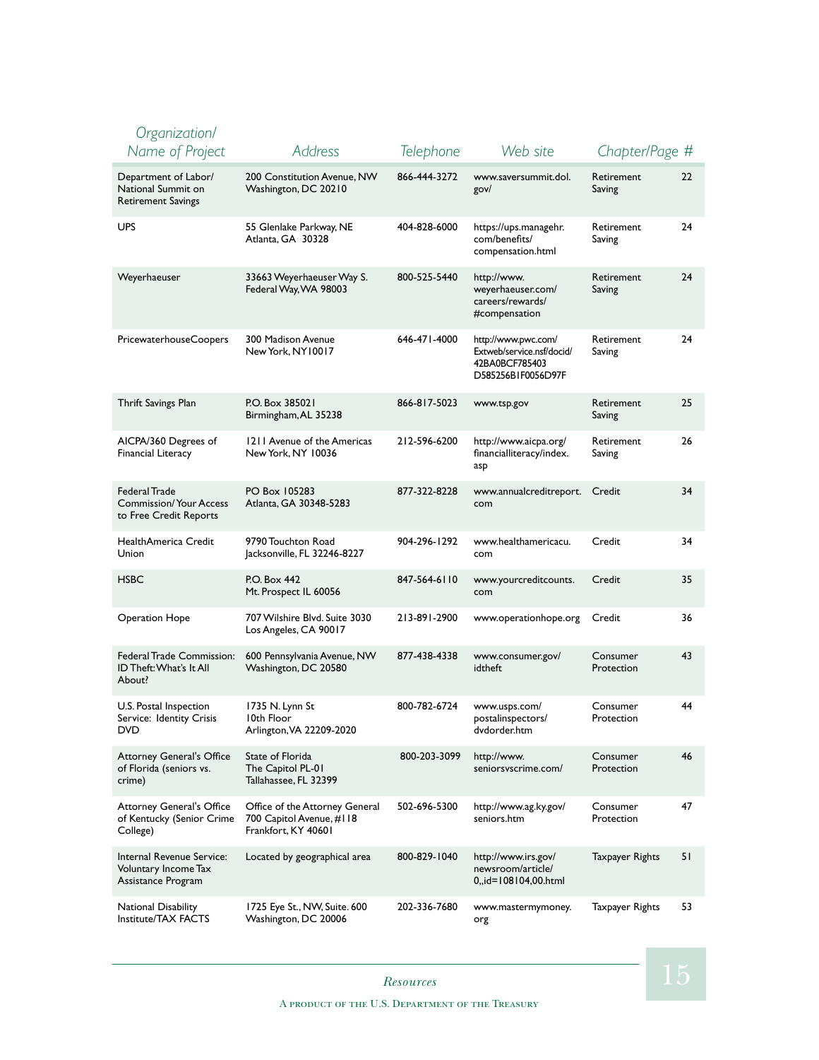| Organization/ Name of Project | Address | Telephone | Web site | Chapter/Page # | |
|---|---|---|---|---|---|
| Department of Labor/ National Summit on Retirement Savings | 200 Constitution Avenue, NW Washington, DC 20210 | 866-444-3272 | www.saversummit.dol.gov/ | Retirement Saving | 22 |
| UPS | 55 Glenlake Parkway, NE Atlanta, GA 30328 | 404-828-6000 | https://ups.managehr.com/benefits/compensation.html | Retirement Saving | 24 |
| Weyerhaeuser | 33663 Weyerhaeuser Way S. Federal Way, WA 98003 | 800-525-5440 | http://www.weyerhaeuser.com/careers/rewards/#compensation | Retirement Saving | 24 |
| PricewaterhouseCoopers | 300 Madison Avenue New York, NY10017 | 646-471-4000 | http://www.pwc.com/Extweb/service.nsf/docid/42BA0BCF785403D585256B1F0056D97F | Retirement Saving | 24 |
| Thrift Savings Plan | P.O. Box 385021 Birmingham, AL 35238 | 866-817-5023 | www.tsp.gov | Retirement Saving | 25 |
| AICPA/360 Degrees of Financial Literacy | 1211 Avenue of the Americas New York, NY 10036 | 212-596-6200 | http://www.aicpa.org/financialliteracy/index.asp | Retirement Saving | 26 |
| Federal Trade Commission/ Your Access to Free Credit Reports | PO Box 105283 Atlanta, GA 30348-5283 | 877-322-8228 | www.annualcreditreport.com | Credit | 34 |
| HealthAmerica Credit Union | 9790 Touchton Road Jacksonville, FL 32246-8227 | 904-296-1292 | www.healthamericacu.com | Credit | 34 |
| HSBC | P.O. Box 442 Mt. Prospect IL 60056 | 847-564-6110 | www.yourcreditcounts.com | Credit | 35 |
| Operation Hope | 707 Wilshire Blvd. Suite 3030 Los Angeles, CA 90017 | 213-891-2900 | www.operationhope.org | Credit | 36 |
| Federal Trade Commission: ID Theft: What's It All About? | 600 Pennsylvania Avenue, NW Washington, DC 20580 | 877-438-4338 | www.consumer.gov/idtheft | Consumer Protection | 43 |
| U.S. Postal Inspection Service: Identity Crisis DVD | 1735 N. Lynn St 10th Floor Arlington, VA 22209-2020 | 800-782-6724 | www.usps.com/postalinspectors/dvdorder.htm | Consumer Protection | 44 |
| Attorney General's Office of Florida (seniors vs. crime) | State of Florida The Capitol PL-01 Tallahassee, FL 32399 | 800-203-3099 | http://www.seniorsvscrime.com/ | Consumer Protection | 46 |
| Attorney General's Office of Kentucky (Senior Crime College) | Office of the Attorney General 700 Capitol Avenue, #118 Frankfort, KY 40601 | 502-696-5300 | http://www.ag.ky.gov/seniors.htm | Consumer Protection | 47 |
| Internal Revenue Service: Voluntary Income Tax Assistance Program | Located by geographical area | 800-829-1040 | http://www.irs.gov/newsroom/article/0,,id=108104,00.html | Taxpayer Rights | 51 |
| National Disability Institute/TAX FACTS | 1725 Eye St., NW, Suite. 600 Washington, DC 20006 | 202-336-7680 | www.mastermymoney.org | Taxpayer Rights | 53 |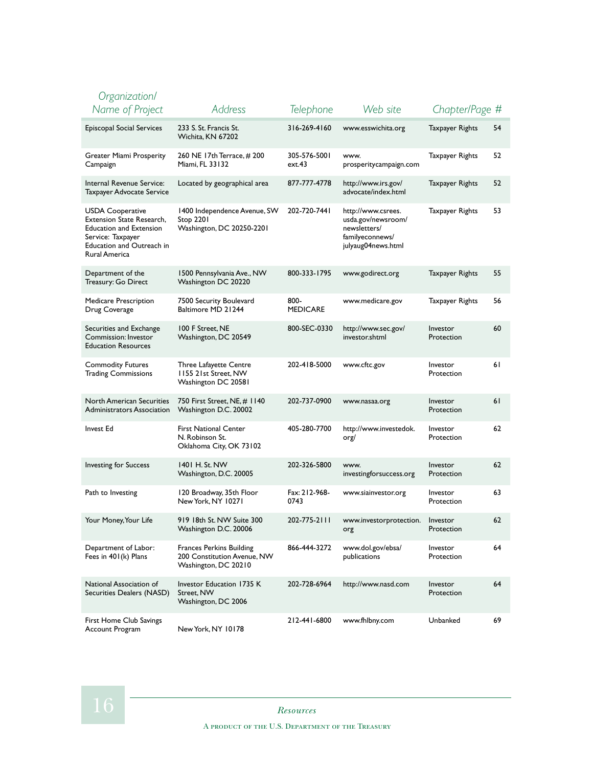| Organization/ Name of Project | Address | Telephone | Web site | Chapter/Page # | |
|---|---|---|---|---|---|
| Episcopal Social Services | 233 S. St. Francis St. Wichita, KN 67202 | 316-269-4160 | www.esswichita.org | Taxpayer Rights | 54 |
| Greater Miami Prosperity Campaign | 260 NE 17th Terrace, # 200 Miami, FL 33132 | 305-576-5001 ext.43 | www. prosperitycampaign.com | Taxpayer Rights | 52 |
| Internal Revenue Service: Taxpayer Advocate Service | Located by geographical area | 877-777-4778 | http://www.irs.gov/ advocate/index.html | Taxpayer Rights | 52 |
| USDA Cooperative Extension State Research, Education and Extension Service: Taxpayer Education and Outreach in Rural America | 1400 Independence Avenue, SW Stop 2201 Washington, DC 20250-2201 | 202-720-7441 | http://www.csrees. usda.gov/newsroom/ newsletters/ familyeconnews/ julyaug04news.html | Taxpayer Rights | 53 |
| Department of the Treasury: Go Direct | 1500 Pennsylvania Ave., NW Washington DC 20220 | 800-333-1795 | www.godirect.org | Taxpayer Rights | 55 |
| Medicare Prescription Drug Coverage | 7500 Security Boulevard Baltimore MD 21244 | 800-MEDICARE | www.medicare.gov | Taxpayer Rights | 56 |
| Securities and Exchange Commission: Investor Education Resources | 100 F Street, NE Washington, DC 20549 | 800-SEC-0330 | http://www.sec.gov/ investor.shtml | Investor Protection | 60 |
| Commodity Futures Trading Commissions | Three Lafayette Centre 1155 21st Street, NW Washington DC 20581 | 202-418-5000 | www.cftc.gov | Investor Protection | 61 |
| North American Securities Administrators Association | 750 First Street, NE, # 1140 Washington D.C. 20002 | 202-737-0900 | www.nasaa.org | Investor Protection | 61 |
| Invest Ed | First National Center N. Robinson St. Oklahoma City, OK 73102 | 405-280-7700 | http://www.investedok. org/ | Investor Protection | 62 |
| Investing for Success | 1401 H. St. NW Washington, D.C. 20005 | 202-326-5800 | www. investingforsuccess.org | Investor Protection | 62 |
| Path to Investing | 120 Broadway, 35th Floor New York, NY 10271 | Fax: 212-968-0743 | www.siainvestor.org | Investor Protection | 63 |
| Your Money, Your Life | 919 18th St. NW Suite 300 Washington D.C. 20006 | 202-775-2111 | www.investorprotection. org | Investor Protection | 62 |
| Department of Labor: Fees in 401(k) Plans | Frances Perkins Building 200 Constitution Avenue, NW Washington, DC 20210 | 866-444-3272 | www.dol.gov/ebsa/ publications | Investor Protection | 64 |
| National Association of Securities Dealers (NASD) | Investor Education 1735 K Street, NW Washington, DC 2006 | 202-728-6964 | http://www.nasd.com | Investor Protection | 64 |
| First Home Club Savings Account Program | New York, NY 10178 | 212-441-6800 | www.fhlbny.com | Unbanked | 69 |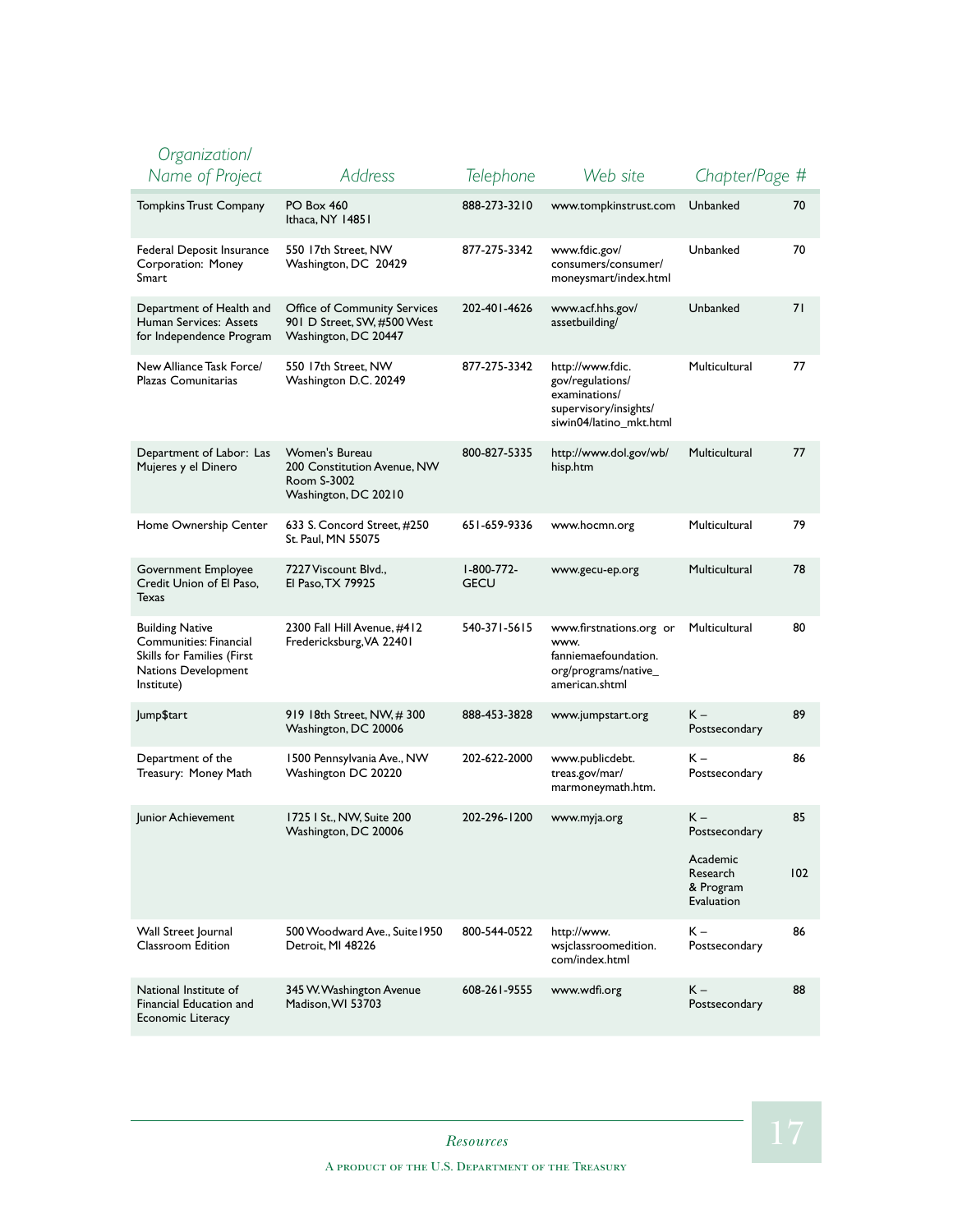| Organization/ Name of Project | Address | Telephone | Web site | Chapter/Page # | |
|---|---|---|---|---|---|
| Tompkins Trust Company | PO Box 460 Ithaca, NY 14851 | 888-273-3210 | www.tompkinstrust.com | Unbanked | 70 |
| Federal Deposit Insurance Corporation: Money Smart | 550 17th Street, NW Washington, DC 20429 | 877-275-3342 | www.fdic.gov/consumers/consumer/moneysmart/index.html | Unbanked | 70 |
| Department of Health and Human Services: Assets for Independence Program | Office of Community Services 901 D Street, SW, #500 West Washington, DC 20447 | 202-401-4626 | www.acf.hhs.gov/assetbuilding/ | Unbanked | 71 |
| New Alliance Task Force/ Plazas Comunitarias | 550 17th Street, NW Washington D.C. 20249 | 877-275-3342 | http://www.fdic.gov/regulations/examinations/supervisory/insights/siwin04/latino_mkt.html | Multicultural | 77 |
| Department of Labor: Las Mujeres y el Dinero | Women's Bureau 200 Constitution Avenue, NW Room S-3002 Washington, DC 20210 | 800-827-5335 | http://www.dol.gov/wb/hisp.htm | Multicultural | 77 |
| Home Ownership Center | 633 S. Concord Street, #250 St. Paul, MN 55075 | 651-659-9336 | www.hocmn.org | Multicultural | 79 |
| Government Employee Credit Union of El Paso, Texas | 7227 Viscount Blvd., El Paso, TX 79925 | 1-800-772-GECU | www.gecu-ep.org | Multicultural | 78 |
| Building Native Communities: Financial Skills for Families (First Nations Development Institute) | 2300 Fall Hill Avenue, #412 Fredericksburg, VA 22401 | 540-371-5615 | www.firstnations.org or www.fanniemaefoundation.org/programs/native_american.shtml | Multicultural | 80 |
| Jump$tart | 919 18th Street, NW, # 300 Washington, DC 20006 | 888-453-3828 | www.jumpstart.org | K – Postsecondary | 89 |
| Department of the Treasury: Money Math | 1500 Pennsylvania Ave., NW Washington DC 20220 | 202-622-2000 | www.publicdebt.treas.gov/mar/marmoneymath.htm. | K – Postsecondary | 86 |
| Junior Achievement | 1725 I St., NW, Suite 200 Washington, DC 20006 | 202-296-1200 | www.myja.org | K – Postsecondary<br>Academic Research & Program Evaluation | 85<br>102 |
| Wall Street Journal Classroom Edition | 500 Woodward Ave., Suite1950 Detroit, MI 48226 | 800-544-0522 | http://www.wsjclassroomedition.com/index.html | K – Postsecondary | 86 |
| National Institute of Financial Education and Economic Literacy | 345 W. Washington Avenue Madison, WI 53703 | 608-261-9555 | www.wdfi.org | K – Postsecondary | 88 |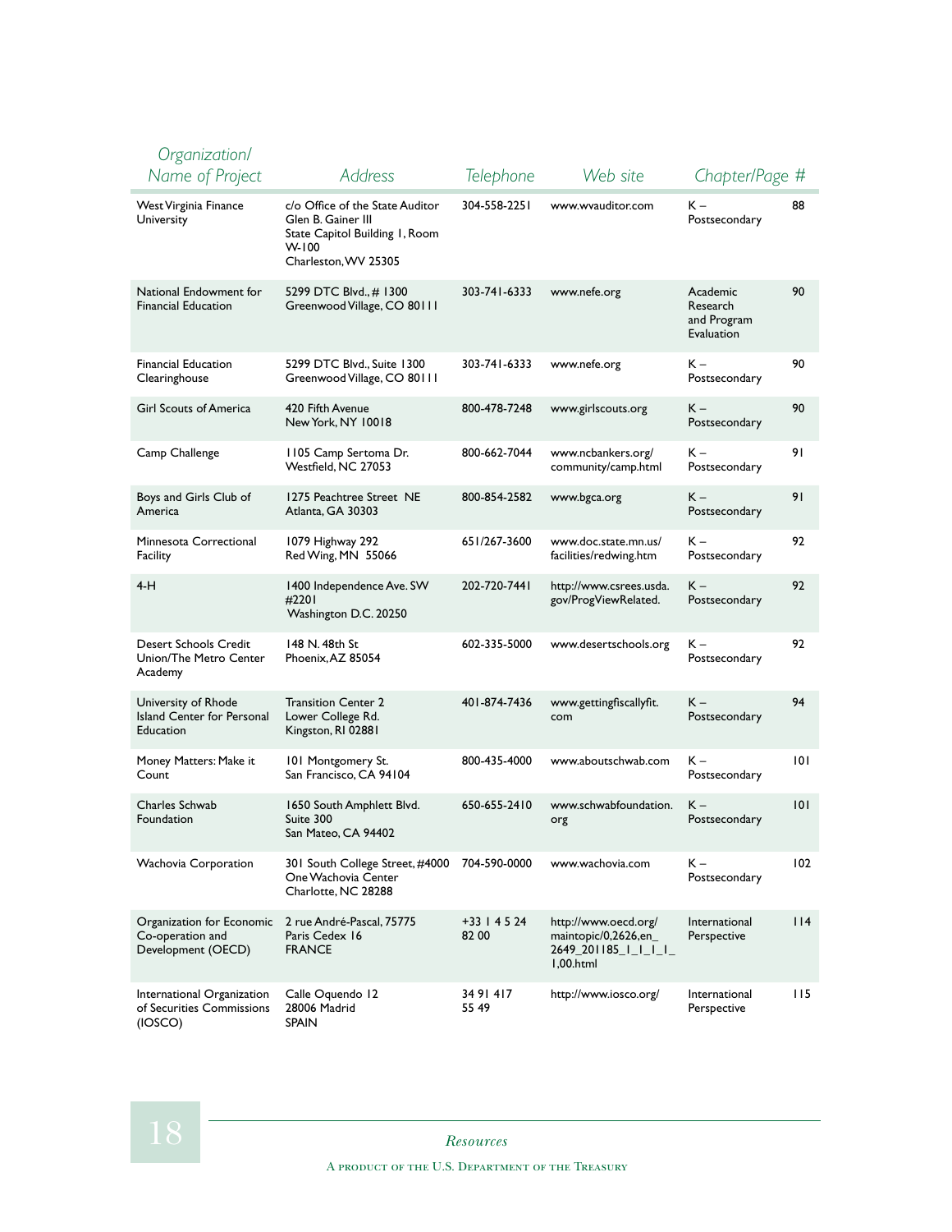| Organization/ Name of Project | Address | Telephone | Web site | Chapter/Page # | |
|---|---|---|---|---|---|
| West Virginia Finance University | c/o Office of the State Auditor Glen B. Gainer III State Capitol Building 1, Room W-100 Charleston, WV 25305 | 304-558-2251 | www.wvauditor.com | K – Postsecondary | 88 |
| National Endowment for Financial Education | 5299 DTC Blvd., # 1300 Greenwood Village, CO 80111 | 303-741-6333 | www.nefe.org | Academic Research and Program Evaluation | 90 |
| Financial Education Clearinghouse | 5299 DTC Blvd., Suite 1300 Greenwood Village, CO 80111 | 303-741-6333 | www.nefe.org | K – Postsecondary | 90 |
| Girl Scouts of America | 420 Fifth Avenue New York, NY 10018 | 800-478-7248 | www.girlscouts.org | K – Postsecondary | 90 |
| Camp Challenge | 1105 Camp Sertoma Dr. Westfield, NC 27053 | 800-662-7044 | www.ncbankers.org/ community/camp.html | K – Postsecondary | 91 |
| Boys and Girls Club of America | 1275 Peachtree Street NE Atlanta, GA 30303 | 800-854-2582 | www.bgca.org | K – Postsecondary | 91 |
| Minnesota Correctional Facility | 1079 Highway 292 Red Wing, MN 55066 | 651/267-3600 | www.doc.state.mn.us/ facilities/redwing.htm | K – Postsecondary | 92 |
| 4-H | 1400 Independence Ave. SW #2201 Washington D.C. 20250 | 202-720-7441 | http://www.csrees.usda. gov/ProgViewRelated. | K – Postsecondary | 92 |
| Desert Schools Credit Union/The Metro Center Academy | 148 N. 48th St Phoenix, AZ 85054 | 602-335-5000 | www.desertschools.org | K – Postsecondary | 92 |
| University of Rhode Island Center for Personal Education | Transition Center 2 Lower College Rd. Kingston, RI 02881 | 401-874-7436 | www.gettingfiscallyfit. com | K – Postsecondary | 94 |
| Money Matters: Make it Count | 101 Montgomery St. San Francisco, CA 94104 | 800-435-4000 | www.aboutschwab.com | K – Postsecondary | 101 |
| Charles Schwab Foundation | 1650 South Amphlett Blvd. Suite 300 San Mateo, CA 94402 | 650-655-2410 | www.schwabfoundation. org | K – Postsecondary | 101 |
| Wachovia Corporation | 301 South College Street, #4000 One Wachovia Center Charlotte, NC 28288 | 704-590-0000 | www.wachovia.com | K – Postsecondary | 102 |
| Organization for Economic Co-operation and Development (OECD) | 2 rue André-Pascal, 75775 Paris Cedex 16 FRANCE | +33 1 4 5 24 82 00 | http://www.oecd.org/ maintopic/0,2626,en_ 2649_201185_1_1_1_ 1,00.html | International Perspective | 114 |
| International Organization of Securities Commissions (IOSCO) | Calle Oquendo 12 28006 Madrid SPAIN | 34 91 417 55 49 | http://www.iosco.org/ | International Perspective | 115 |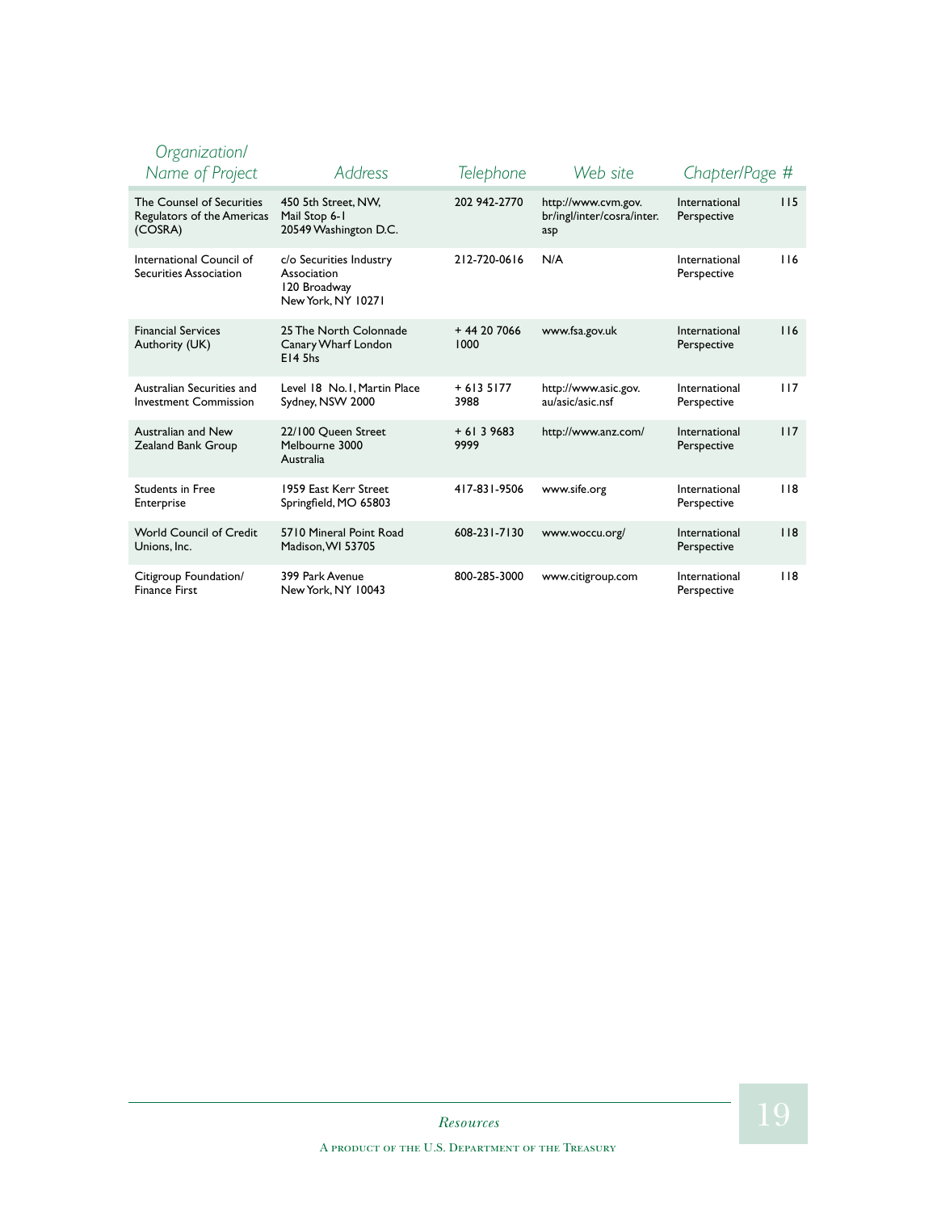| Organization/ Name of Project | Address | Telephone | Web site | Chapter/Page # | |
|---|---|---|---|---|---|
| The Counsel of Securities Regulators of the Americas (COSRA) | 450 5th Street, NW, Mail Stop 6-1 20549 Washington D.C. | 202 942-2770 | http://www.cvm.gov.br/ingl/inter/cosra/inter.asp | International Perspective | 115 |
| International Council of Securities Association | c/o Securities Industry Association 120 Broadway New York, NY 10271 | 212-720-0616 | N/A | International Perspective | 116 |
| Financial Services Authority (UK) | 25 The North Colonnade Canary Wharf London E14 5hs | + 44 20 7066 1000 | www.fsa.gov.uk | International Perspective | 116 |
| Australian Securities and Investment Commission | Level 18 No.1, Martin Place Sydney, NSW 2000 | + 613 5177 3988 | http://www.asic.gov.au/asic/asic.nsf | International Perspective | 117 |
| Australian and New Zealand Bank Group | 22/100 Queen Street Melbourne 3000 Australia | + 61 3 9683 9999 | http://www.anz.com/ | International Perspective | 117 |
| Students in Free Enterprise | 1959 East Kerr Street Springfield, MO 65803 | 417-831-9506 | www.sife.org | International Perspective | 118 |
| World Council of Credit Unions, Inc. | 5710 Mineral Point Road Madison, WI 53705 | 608-231-7130 | www.woccu.org/ | International Perspective | 118 |
| Citigroup Foundation/ Finance First | 399 Park Avenue New York, NY 10043 | 800-285-3000 | www.citigroup.com | International Perspective | 118 |